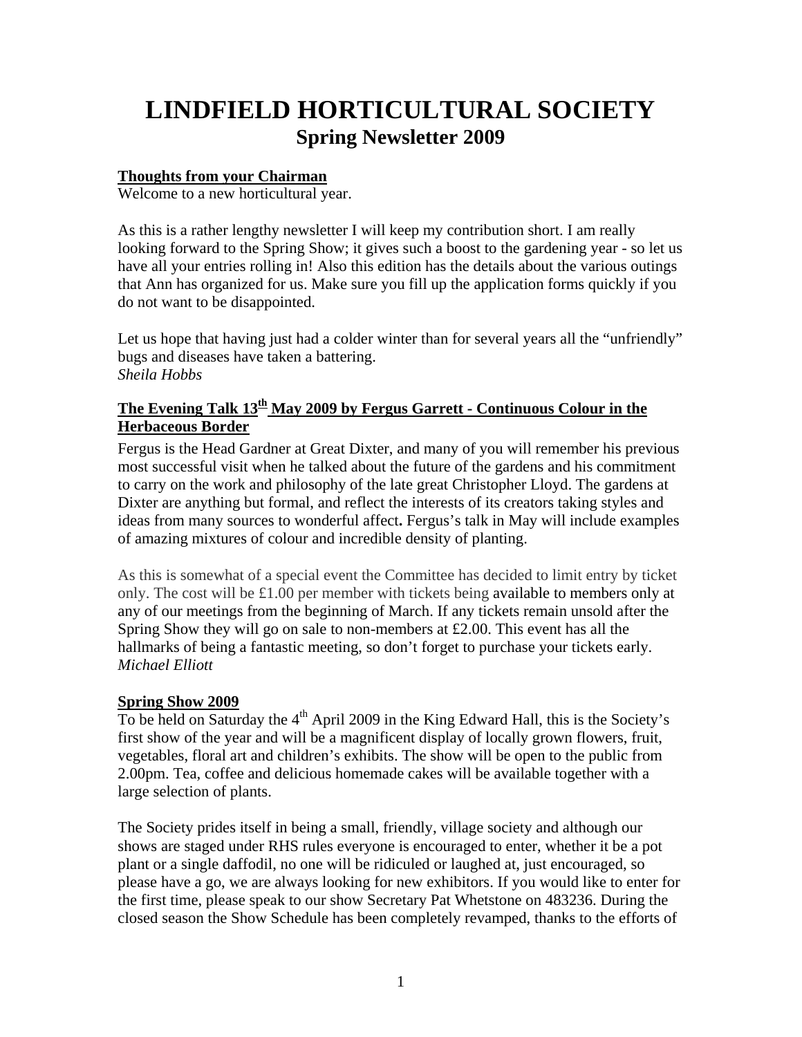# LINDFIELD HORTICULTURAL SOCIETY
## Spring Newsletter 2009

### Thoughts from your Chairman

Welcome to a new horticultural year.

As this is a rather lengthy newsletter I will keep my contribution short. I am really looking forward to the Spring Show; it gives such a boost to the gardening year - so let us have all your entries rolling in! Also this edition has the details about the various outings that Ann has organized for us. Make sure you fill up the application forms quickly if you do not want to be disappointed.

Let us hope that having just had a colder winter than for several years all the "unfriendly" bugs and diseases have taken a battering.
*Sheila Hobbs*

### The Evening Talk 13th May 2009 by Fergus Garrett - Continuous Colour in the Herbaceous Border

Fergus is the Head Gardner at Great Dixter, and many of you will remember his previous most successful visit when he talked about the future of the gardens and his commitment to carry on the work and philosophy of the late great Christopher Lloyd. The gardens at Dixter are anything but formal, and reflect the interests of its creators taking styles and ideas from many sources to wonderful affect**.** Fergus's talk in May will include examples of amazing mixtures of colour and incredible density of planting.

As this is somewhat of a special event the Committee has decided to limit entry by ticket only. The cost will be £1.00 per member with tickets being available to members only at any of our meetings from the beginning of March. If any tickets remain unsold after the Spring Show they will go on sale to non-members at £2.00. This event has all the hallmarks of being a fantastic meeting, so don't forget to purchase your tickets early.
*Michael Elliott*

### Spring Show 2009

To be held on Saturday the 4th April 2009 in the King Edward Hall, this is the Society's first show of the year and will be a magnificent display of locally grown flowers, fruit, vegetables, floral art and children's exhibits. The show will be open to the public from 2.00pm. Tea, coffee and delicious homemade cakes will be available together with a large selection of plants.

The Society prides itself in being a small, friendly, village society and although our shows are staged under RHS rules everyone is encouraged to enter, whether it be a pot plant or a single daffodil, no one will be ridiculed or laughed at, just encouraged, so please have a go, we are always looking for new exhibitors. If you would like to enter for the first time, please speak to our show Secretary Pat Whetstone on 483236. During the closed season the Show Schedule has been completely revamped, thanks to the efforts of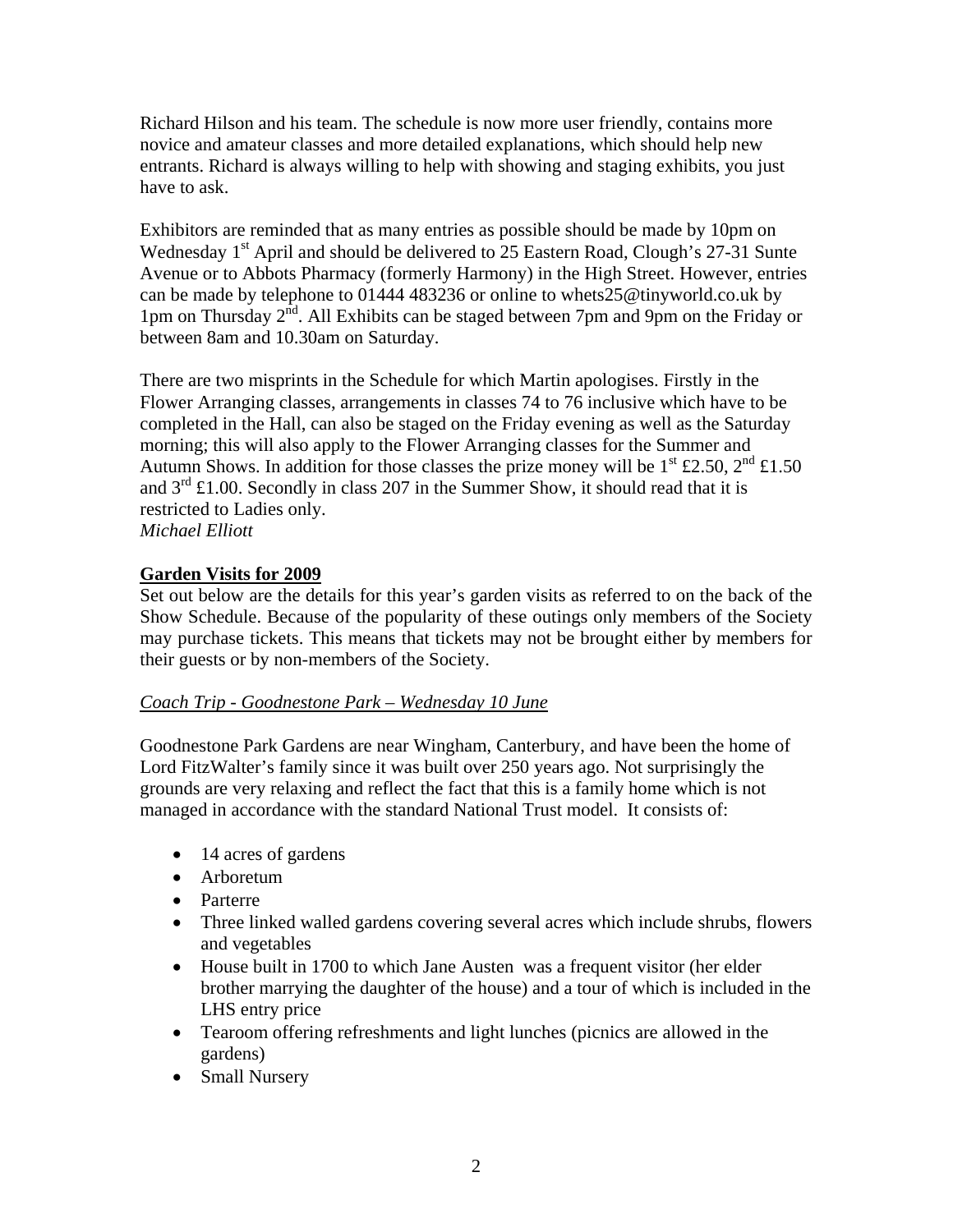Richard Hilson and his team. The schedule is now more user friendly, contains more novice and amateur classes and more detailed explanations, which should help new entrants. Richard is always willing to help with showing and staging exhibits, you just have to ask.

Exhibitors are reminded that as many entries as possible should be made by 10pm on Wednesday 1st April and should be delivered to 25 Eastern Road, Clough's 27-31 Sunte Avenue or to Abbots Pharmacy (formerly Harmony) in the High Street. However, entries can be made by telephone to 01444 483236 or online to whets25@tinyworld.co.uk by 1pm on Thursday 2nd. All Exhibits can be staged between 7pm and 9pm on the Friday or between 8am and 10.30am on Saturday.

There are two misprints in the Schedule for which Martin apologises. Firstly in the Flower Arranging classes, arrangements in classes 74 to 76 inclusive which have to be completed in the Hall, can also be staged on the Friday evening as well as the Saturday morning; this will also apply to the Flower Arranging classes for the Summer and Autumn Shows. In addition for those classes the prize money will be 1st £2.50, 2nd £1.50 and 3rd £1.00. Secondly in class 207 in the Summer Show, it should read that it is restricted to Ladies only.

*Michael Elliott*

## Garden Visits for 2009

Set out below are the details for this year's garden visits as referred to on the back of the Show Schedule. Because of the popularity of these outings only members of the Society may purchase tickets. This means that tickets may not be brought either by members for their guests or by non-members of the Society.

### *Coach Trip - Goodnestone Park – Wednesday 10 June*

Goodnestone Park Gardens are near Wingham, Canterbury, and have been the home of Lord FitzWalter's family since it was built over 250 years ago. Not surprisingly the grounds are very relaxing and reflect the fact that this is a family home which is not managed in accordance with the standard National Trust model. It consists of:

- 14 acres of gardens
- Arboretum
- Parterre
- Three linked walled gardens covering several acres which include shrubs, flowers and vegetables
- House built in 1700 to which Jane Austen was a frequent visitor (her elder brother marrying the daughter of the house) and a tour of which is included in the LHS entry price
- Tearoom offering refreshments and light lunches (picnics are allowed in the gardens)
- Small Nursery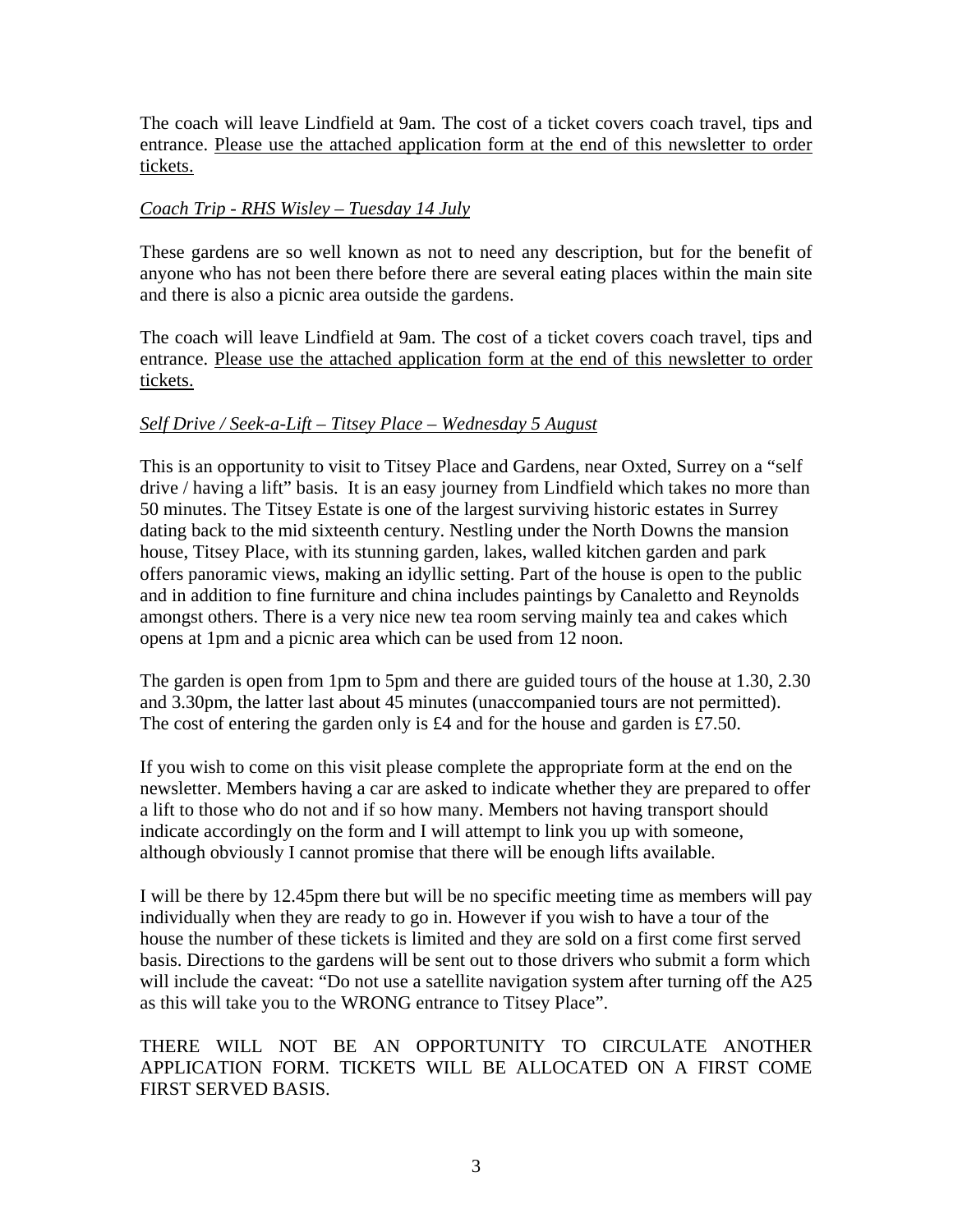The coach will leave Lindfield at 9am. The cost of a ticket covers coach travel, tips and entrance. <u>Please use the attached application form at the end of this newsletter to order tickets.</u>

*<u>Coach Trip - RHS Wisley – Tuesday 14 July</u>*

These gardens are so well known as not to need any description, but for the benefit of anyone who has not been there before there are several eating places within the main site and there is also a picnic area outside the gardens.

The coach will leave Lindfield at 9am. The cost of a ticket covers coach travel, tips and entrance. <u>Please use the attached application form at the end of this newsletter to order tickets.</u>

*<u>Self Drive / Seek-a-Lift – Titsey Place – Wednesday 5 August</u>*

This is an opportunity to visit to Titsey Place and Gardens, near Oxted, Surrey on a "self drive / having a lift" basis. It is an easy journey from Lindfield which takes no more than 50 minutes. The Titsey Estate is one of the largest surviving historic estates in Surrey dating back to the mid sixteenth century. Nestling under the North Downs the mansion house, Titsey Place, with its stunning garden, lakes, walled kitchen garden and park offers panoramic views, making an idyllic setting. Part of the house is open to the public and in addition to fine furniture and china includes paintings by Canaletto and Reynolds amongst others. There is a very nice new tea room serving mainly tea and cakes which opens at 1pm and a picnic area which can be used from 12 noon.

The garden is open from 1pm to 5pm and there are guided tours of the house at 1.30, 2.30 and 3.30pm, the latter last about 45 minutes (unaccompanied tours are not permitted). The cost of entering the garden only is £4 and for the house and garden is £7.50.

If you wish to come on this visit please complete the appropriate form at the end on the newsletter. Members having a car are asked to indicate whether they are prepared to offer a lift to those who do not and if so how many. Members not having transport should indicate accordingly on the form and I will attempt to link you up with someone, although obviously I cannot promise that there will be enough lifts available.

I will be there by 12.45pm there but will be no specific meeting time as members will pay individually when they are ready to go in. However if you wish to have a tour of the house the number of these tickets is limited and they are sold on a first come first served basis. Directions to the gardens will be sent out to those drivers who submit a form which will include the caveat: "Do not use a satellite navigation system after turning off the A25 as this will take you to the WRONG entrance to Titsey Place".

THERE WILL NOT BE AN OPPORTUNITY TO CIRCULATE ANOTHER APPLICATION FORM. TICKETS WILL BE ALLOCATED ON A FIRST COME FIRST SERVED BASIS.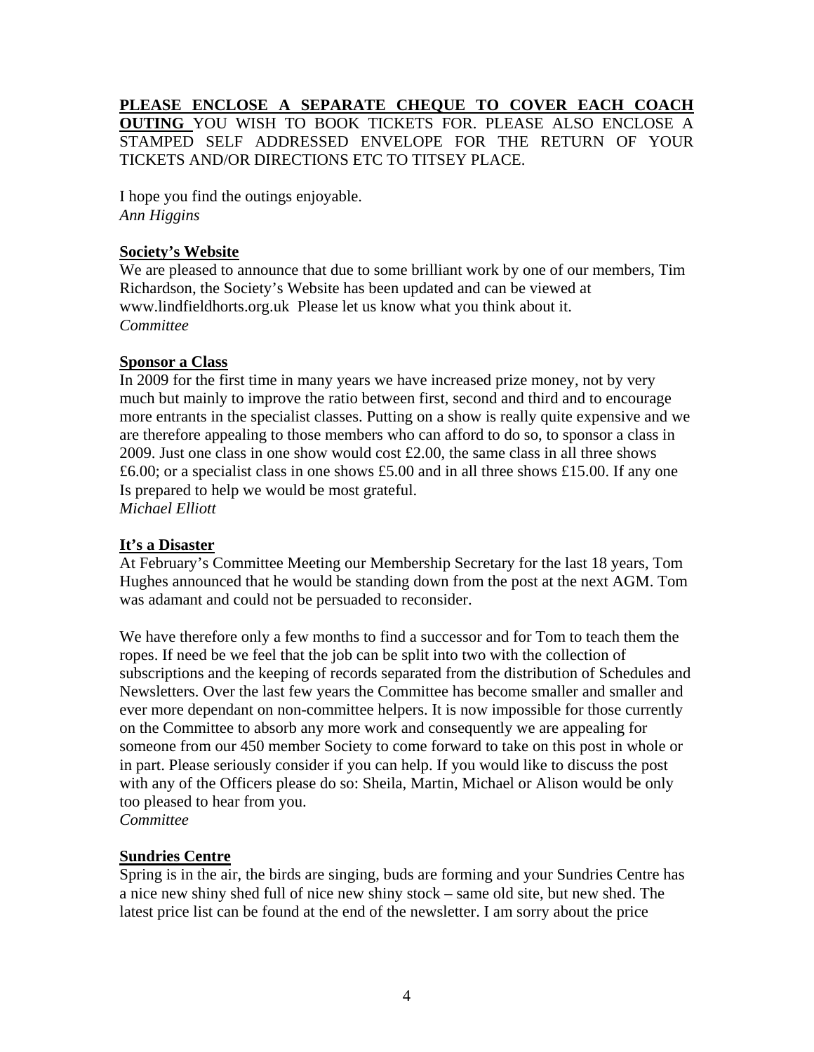**<u>PLEASE ENCLOSE A SEPARATE CHEQUE TO COVER EACH COACH OUTING</u>** YOU WISH TO BOOK TICKETS FOR. PLEASE ALSO ENCLOSE A STAMPED SELF ADDRESSED ENVELOPE FOR THE RETURN OF YOUR TICKETS AND/OR DIRECTIONS ETC TO TITSEY PLACE.

I hope you find the outings enjoyable.
*Ann Higgins*

**<u>Society's Website</u>**

We are pleased to announce that due to some brilliant work by one of our members, Tim Richardson, the Society's Website has been updated and can be viewed at www.lindfieldhorts.org.uk Please let us know what you think about it.
*Committee*

**<u>Sponsor a Class</u>**

In 2009 for the first time in many years we have increased prize money, not by very much but mainly to improve the ratio between first, second and third and to encourage more entrants in the specialist classes. Putting on a show is really quite expensive and we are therefore appealing to those members who can afford to do so, to sponsor a class in 2009. Just one class in one show would cost £2.00, the same class in all three shows £6.00; or a specialist class in one shows £5.00 and in all three shows £15.00. If any one Is prepared to help we would be most grateful.
*Michael Elliott*

**<u>It's a Disaster</u>**

At February's Committee Meeting our Membership Secretary for the last 18 years, Tom Hughes announced that he would be standing down from the post at the next AGM. Tom was adamant and could not be persuaded to reconsider.

We have therefore only a few months to find a successor and for Tom to teach them the ropes. If need be we feel that the job can be split into two with the collection of subscriptions and the keeping of records separated from the distribution of Schedules and Newsletters. Over the last few years the Committee has become smaller and smaller and ever more dependant on non-committee helpers. It is now impossible for those currently on the Committee to absorb any more work and consequently we are appealing for someone from our 450 member Society to come forward to take on this post in whole or in part. Please seriously consider if you can help. If you would like to discuss the post with any of the Officers please do so: Sheila, Martin, Michael or Alison would be only too pleased to hear from you.
*Committee*

**<u>Sundries Centre</u>**

Spring is in the air, the birds are singing, buds are forming and your Sundries Centre has a nice new shiny shed full of nice new shiny stock – same old site, but new shed. The latest price list can be found at the end of the newsletter. I am sorry about the price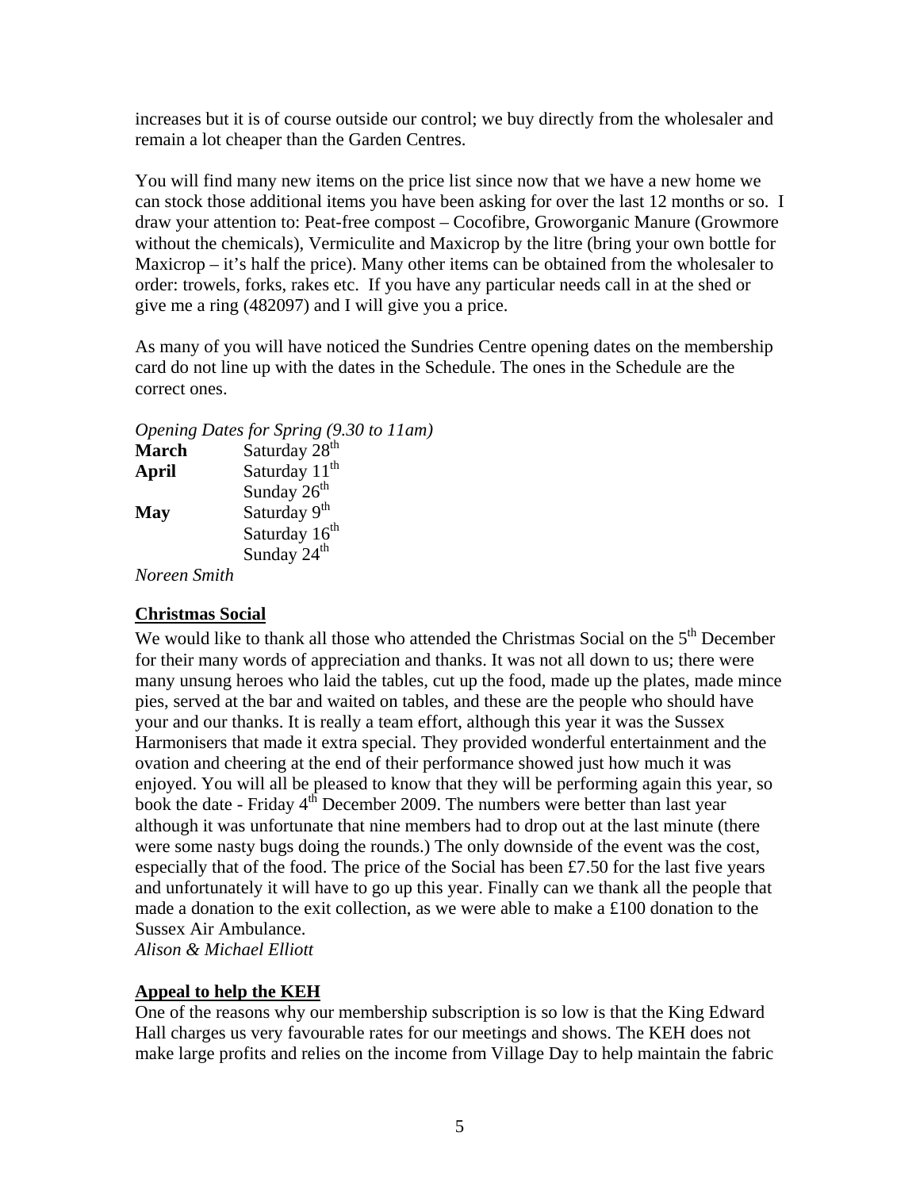increases but it is of course outside our control; we buy directly from the wholesaler and remain a lot cheaper than the Garden Centres.

You will find many new items on the price list since now that we have a new home we can stock those additional items you have been asking for over the last 12 months or so. I draw your attention to: Peat-free compost – Cocofibre, Groworganic Manure (Growmore without the chemicals), Vermiculite and Maxicrop by the litre (bring your own bottle for Maxicrop – it's half the price). Many other items can be obtained from the wholesaler to order: trowels, forks, rakes etc. If you have any particular needs call in at the shed or give me a ring (482097) and I will give you a price.

As many of you will have noticed the Sundries Centre opening dates on the membership card do not line up with the dates in the Schedule. The ones in the Schedule are the correct ones.

*Opening Dates for Spring (9.30 to 11am)*

| | |
|---|---|
| **March** | Saturday 28th |
| **April** | Saturday 11th |
| | Sunday 26th |
| **May** | Saturday 9th |
| | Saturday 16th |
| | Sunday 24th |

*Noreen Smith*

## Christmas Social

We would like to thank all those who attended the Christmas Social on the 5th December for their many words of appreciation and thanks. It was not all down to us; there were many unsung heroes who laid the tables, cut up the food, made up the plates, made mince pies, served at the bar and waited on tables, and these are the people who should have your and our thanks. It is really a team effort, although this year it was the Sussex Harmonisers that made it extra special. They provided wonderful entertainment and the ovation and cheering at the end of their performance showed just how much it was enjoyed. You will all be pleased to know that they will be performing again this year, so book the date - Friday 4th December 2009. The numbers were better than last year although it was unfortunate that nine members had to drop out at the last minute (there were some nasty bugs doing the rounds.) The only downside of the event was the cost, especially that of the food. The price of the Social has been £7.50 for the last five years and unfortunately it will have to go up this year. Finally can we thank all the people that made a donation to the exit collection, as we were able to make a £100 donation to the Sussex Air Ambulance.

*Alison & Michael Elliott*

## Appeal to help the KEH

One of the reasons why our membership subscription is so low is that the King Edward Hall charges us very favourable rates for our meetings and shows. The KEH does not make large profits and relies on the income from Village Day to help maintain the fabric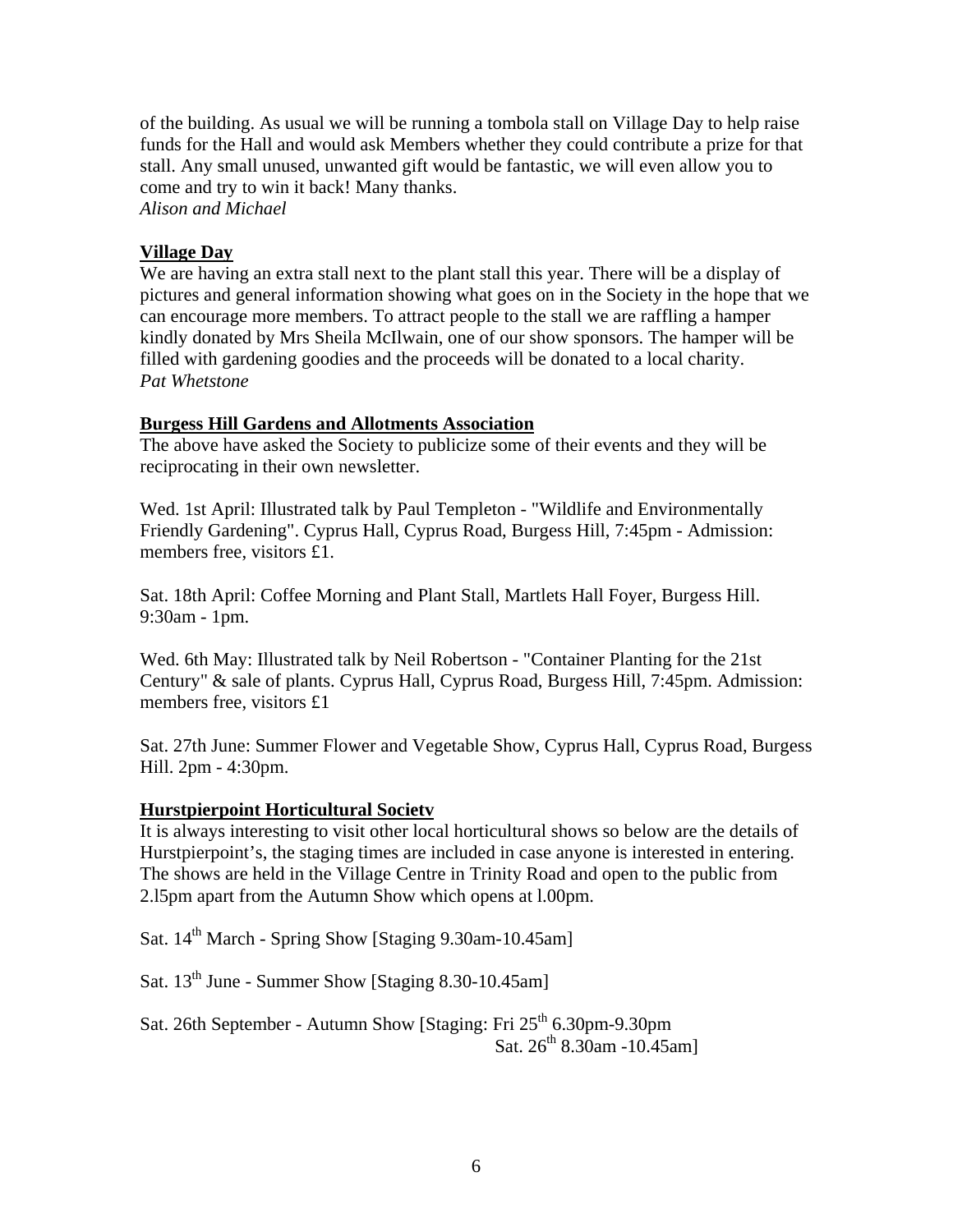of the building. As usual we will be running a tombola stall on Village Day to help raise funds for the Hall and would ask Members whether they could contribute a prize for that stall. Any small unused, unwanted gift would be fantastic, we will even allow you to come and try to win it back! Many thanks.
*Alison and Michael*

**Village Day**

We are having an extra stall next to the plant stall this year. There will be a display of pictures and general information showing what goes on in the Society in the hope that we can encourage more members. To attract people to the stall we are raffling a hamper kindly donated by Mrs Sheila McIlwain, one of our show sponsors. The hamper will be filled with gardening goodies and the proceeds will be donated to a local charity.
*Pat Whetstone*

**Burgess Hill Gardens and Allotments Association**

The above have asked the Society to publicize some of their events and they will be reciprocating in their own newsletter.

Wed. 1st April: Illustrated talk by Paul Templeton - "Wildlife and Environmentally Friendly Gardening". Cyprus Hall, Cyprus Road, Burgess Hill, 7:45pm - Admission: members free, visitors £1.

Sat. 18th April: Coffee Morning and Plant Stall, Martlets Hall Foyer, Burgess Hill. 9:30am - 1pm.

Wed. 6th May: Illustrated talk by Neil Robertson - "Container Planting for the 21st Century" & sale of plants. Cyprus Hall, Cyprus Road, Burgess Hill, 7:45pm. Admission: members free, visitors £1

Sat. 27th June: Summer Flower and Vegetable Show, Cyprus Hall, Cyprus Road, Burgess Hill. 2pm - 4:30pm.

**Hurstpierpoint Horticultural Society**

It is always interesting to visit other local horticultural shows so below are the details of Hurstpierpoint's, the staging times are included in case anyone is interested in entering. The shows are held in the Village Centre in Trinity Road and open to the public from 2.l5pm apart from the Autumn Show which opens at l.00pm.

Sat. 14th March - Spring Show [Staging 9.30am-10.45am]

Sat. 13th June - Summer Show [Staging 8.30-10.45am]

Sat. 26th September - Autumn Show [Staging: Fri 25th 6.30pm-9.30pm
Sat. 26th 8.30am -10.45am]